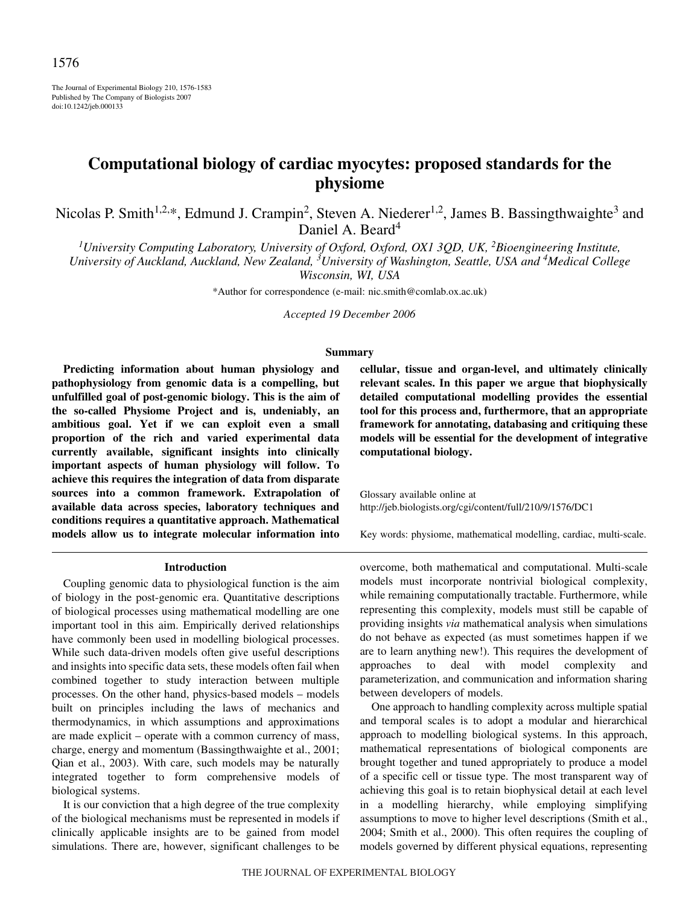# Computational biology of cardiac myocytes: proposed standards for the physiome

Nicolas P. Smith[1,2,*], Edmund J. Crampin[2], Steven A. Niederer[1,2], James B. Bassingthwaighte[3] and Daniel A. Beard[4]

[1]*University Computing Laboratory, University of Oxford, Oxford, OX1 3QD, UK,* [2]*Bioengineering Institute, University of Auckland, Auckland, New Zealand,* [3]*University of Washington, Seattle, USA and* [4]*Medical College Wisconsin, WI, USA*

*Author for correspondence (e-mail: nic.smith@comlab.ox.ac.uk)

*Accepted 19 December 2006*

## Summary

**Predicting information about human physiology and pathophysiology from genomic data is a compelling, but unfulfilled goal of post-genomic biology. This is the aim of the so-called Physiome Project and is, undeniably, an ambitious goal. Yet if we can exploit even a small proportion of the rich and varied experimental data currently available, significant insights into clinically important aspects of human physiology will follow. To achieve this requires the integration of data from disparate sources into a common framework. Extrapolation of available data across species, laboratory techniques and conditions requires a quantitative approach. Mathematical models allow us to integrate molecular information into cellular, tissue and organ-level, and ultimately clinically relevant scales. In this paper we argue that biophysically detailed computational modelling provides the essential tool for this process and, furthermore, that an appropriate framework for annotating, databasing and critiquing these models will be essential for the development of integrative computational biology.**

Glossary available online at http://jeb.biologists.org/cgi/content/full/210/9/1576/DC1

Key words: physiome, mathematical modelling, cardiac, multi-scale.

## Introduction

Coupling genomic data to physiological function is the aim of biology in the post-genomic era. Quantitative descriptions of biological processes using mathematical modelling are one important tool in this aim. Empirically derived relationships have commonly been used in modelling biological processes. While such data-driven models often give useful descriptions and insights into specific data sets, these models often fail when combined together to study interaction between multiple processes. On the other hand, physics-based models – models built on principles including the laws of mechanics and thermodynamics, in which assumptions and approximations are made explicit – operate with a common currency of mass, charge, energy and momentum (Bassingthwaighte et al., 2001; Qian et al., 2003). With care, such models may be naturally integrated together to form comprehensive models of biological systems.

It is our conviction that a high degree of the true complexity of the biological mechanisms must be represented in models if clinically applicable insights are to be gained from model simulations. There are, however, significant challenges to be overcome, both mathematical and computational. Multi-scale models must incorporate nontrivial biological complexity, while remaining computationally tractable. Furthermore, while representing this complexity, models must still be capable of providing insights *via* mathematical analysis when simulations do not behave as expected (as must sometimes happen if we are to learn anything new!). This requires the development of approaches to deal with model complexity and parameterization, and communication and information sharing between developers of models.

One approach to handling complexity across multiple spatial and temporal scales is to adopt a modular and hierarchical approach to modelling biological systems. In this approach, mathematical representations of biological components are brought together and tuned appropriately to produce a model of a specific cell or tissue type. The most transparent way of achieving this goal is to retain biophysical detail at each level in a modelling hierarchy, while employing simplifying assumptions to move to higher level descriptions (Smith et al., 2004; Smith et al., 2000). This often requires the coupling of models governed by different physical equations, representing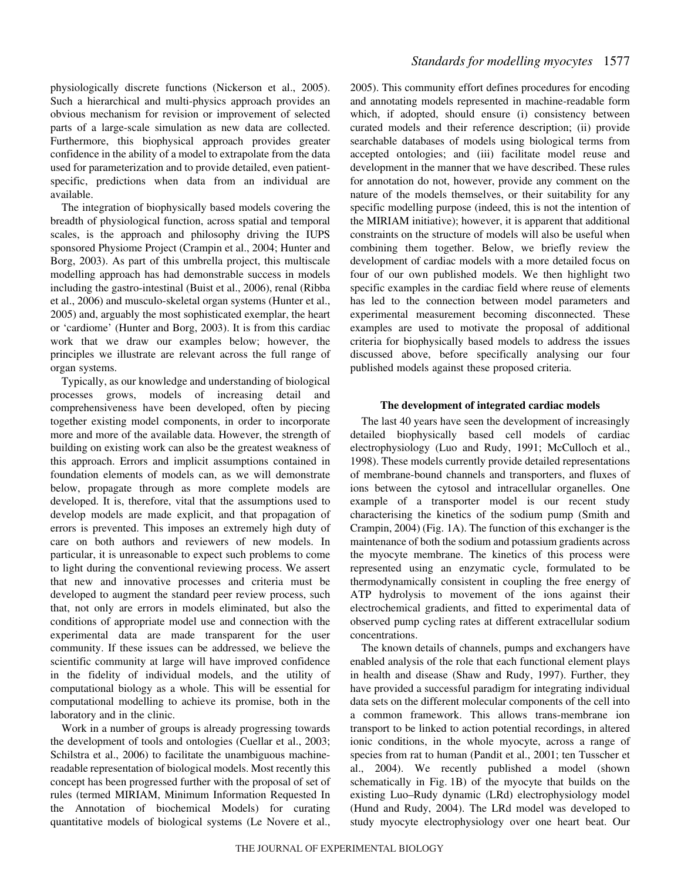physiologically discrete functions (Nickerson et al., 2005). Such a hierarchical and multi-physics approach provides an obvious mechanism for revision or improvement of selected parts of a large-scale simulation as new data are collected. Furthermore, this biophysical approach provides greater confidence in the ability of a model to extrapolate from the data used for parameterization and to provide detailed, even patient-specific, predictions when data from an individual are available.

The integration of biophysically based models covering the breadth of physiological function, across spatial and temporal scales, is the approach and philosophy driving the IUPS sponsored Physiome Project (Crampin et al., 2004; Hunter and Borg, 2003). As part of this umbrella project, this multiscale modelling approach has had demonstrable success in models including the gastro-intestinal (Buist et al., 2006), renal (Ribba et al., 2006) and musculo-skeletal organ systems (Hunter et al., 2005) and, arguably the most sophisticated exemplar, the heart or 'cardiome' (Hunter and Borg, 2003). It is from this cardiac work that we draw our examples below; however, the principles we illustrate are relevant across the full range of organ systems.

Typically, as our knowledge and understanding of biological processes grows, models of increasing detail and comprehensiveness have been developed, often by piecing together existing model components, in order to incorporate more and more of the available data. However, the strength of building on existing work can also be the greatest weakness of this approach. Errors and implicit assumptions contained in foundation elements of models can, as we will demonstrate below, propagate through as more complete models are developed. It is, therefore, vital that the assumptions used to develop models are made explicit, and that propagation of errors is prevented. This imposes an extremely high duty of care on both authors and reviewers of new models. In particular, it is unreasonable to expect such problems to come to light during the conventional reviewing process. We assert that new and innovative processes and criteria must be developed to augment the standard peer review process, such that, not only are errors in models eliminated, but also the conditions of appropriate model use and connection with the experimental data are made transparent for the user community. If these issues can be addressed, we believe the scientific community at large will have improved confidence in the fidelity of individual models, and the utility of computational biology as a whole. This will be essential for computational modelling to achieve its promise, both in the laboratory and in the clinic.

Work in a number of groups is already progressing towards the development of tools and ontologies (Cuellar et al., 2003; Schilstra et al., 2006) to facilitate the unambiguous machine-readable representation of biological models. Most recently this concept has been progressed further with the proposal of set of rules (termed MIRIAM, Minimum Information Requested In the Annotation of biochemical Models) for curating quantitative models of biological systems (Le Novere et al., 2005). This community effort defines procedures for encoding and annotating models represented in machine-readable form which, if adopted, should ensure (i) consistency between curated models and their reference description; (ii) provide searchable databases of models using biological terms from accepted ontologies; and (iii) facilitate model reuse and development in the manner that we have described. These rules for annotation do not, however, provide any comment on the nature of the models themselves, or their suitability for any specific modelling purpose (indeed, this is not the intention of the MIRIAM initiative); however, it is apparent that additional constraints on the structure of models will also be useful when combining them together. Below, we briefly review the development of cardiac models with a more detailed focus on four of our own published models. We then highlight two specific examples in the cardiac field where reuse of elements has led to the connection between model parameters and experimental measurement becoming disconnected. These examples are used to motivate the proposal of additional criteria for biophysically based models to address the issues discussed above, before specifically analysing our four published models against these proposed criteria.

## The development of integrated cardiac models

The last 40 years have seen the development of increasingly detailed biophysically based cell models of cardiac electrophysiology (Luo and Rudy, 1991; McCulloch et al., 1998). These models currently provide detailed representations of membrane-bound channels and transporters, and fluxes of ions between the cytosol and intracellular organelles. One example of a transporter model is our recent study characterising the kinetics of the sodium pump (Smith and Crampin, 2004) (Fig. 1A). The function of this exchanger is the maintenance of both the sodium and potassium gradients across the myocyte membrane. The kinetics of this process were represented using an enzymatic cycle, formulated to be thermodynamically consistent in coupling the free energy of ATP hydrolysis to movement of the ions against their electrochemical gradients, and fitted to experimental data of observed pump cycling rates at different extracellular sodium concentrations.

The known details of channels, pumps and exchangers have enabled analysis of the role that each functional element plays in health and disease (Shaw and Rudy, 1997). Further, they have provided a successful paradigm for integrating individual data sets on the different molecular components of the cell into a common framework. This allows trans-membrane ion transport to be linked to action potential recordings, in altered ionic conditions, in the whole myocyte, across a range of species from rat to human (Pandit et al., 2001; ten Tusscher et al., 2004). We recently published a model (shown schematically in Fig. 1B) of the myocyte that builds on the existing Luo–Rudy dynamic (LRd) electrophysiology model (Hund and Rudy, 2004). The LRd model was developed to study myocyte electrophysiology over one heart beat. Our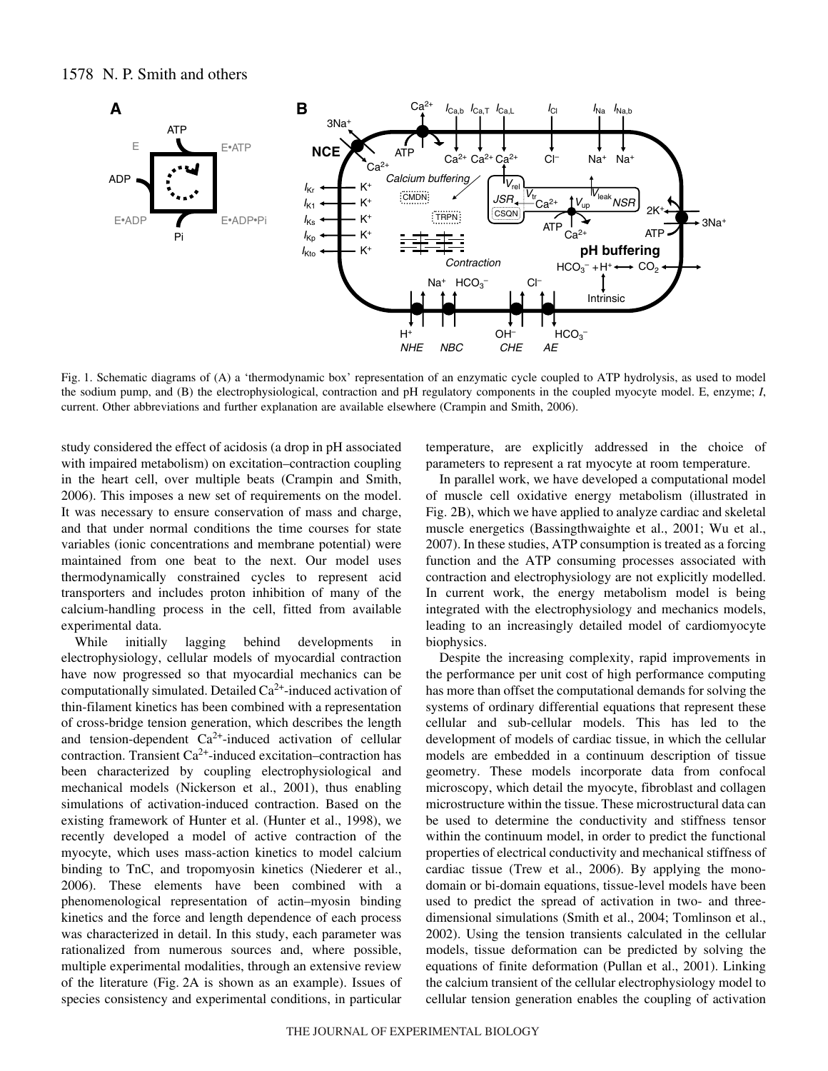Fig. 1. Schematic diagrams of (A) a 'thermodynamic box' representation of an enzymatic cycle coupled to ATP hydrolysis, as used to model the sodium pump, and (B) the electrophysiological, contraction and pH regulatory components in the coupled myocyte model. E, enzyme; *I*, current. Other abbreviations and further explanation are available elsewhere (Crampin and Smith, 2006).

study considered the effect of acidosis (a drop in pH associated with impaired metabolism) on excitation–contraction coupling in the heart cell, over multiple beats (Crampin and Smith, 2006). This imposes a new set of requirements on the model. It was necessary to ensure conservation of mass and charge, and that under normal conditions the time courses for state variables (ionic concentrations and membrane potential) were maintained from one beat to the next. Our model uses thermodynamically constrained cycles to represent acid transporters and includes proton inhibition of many of the calcium-handling process in the cell, fitted from available experimental data.

While initially lagging behind developments in electrophysiology, cellular models of myocardial contraction have now progressed so that myocardial mechanics can be computationally simulated. Detailed $Ca^{2+}$-induced activation of thin-filament kinetics has been combined with a representation of cross-bridge tension generation, which describes the length and tension-dependent $Ca^{2+}$-induced activation of cellular contraction. Transient $Ca^{2+}$-induced excitation–contraction has been characterized by coupling electrophysiological and mechanical models (Nickerson et al., 2001), thus enabling simulations of activation-induced contraction. Based on the existing framework of Hunter et al. (Hunter et al., 1998), we recently developed a model of active contraction of the myocyte, which uses mass-action kinetics to model calcium binding to TnC, and tropomyosin kinetics (Niederer et al., 2006). These elements have been combined with a phenomenological representation of actin–myosin binding kinetics and the force and length dependence of each process was characterized in detail. In this study, each parameter was rationalized from numerous sources and, where possible, multiple experimental modalities, through an extensive review of the literature (Fig. 2A is shown as an example). Issues of species consistency and experimental conditions, in particular temperature, are explicitly addressed in the choice of parameters to represent a rat myocyte at room temperature.

In parallel work, we have developed a computational model of muscle cell oxidative energy metabolism (illustrated in Fig. 2B), which we have applied to analyze cardiac and skeletal muscle energetics (Bassingthwaighte et al., 2001; Wu et al., 2007). In these studies, ATP consumption is treated as a forcing function and the ATP consuming processes associated with contraction and electrophysiology are not explicitly modelled. In current work, the energy metabolism model is being integrated with the electrophysiology and mechanics models, leading to an increasingly detailed model of cardiomyocyte biophysics.

Despite the increasing complexity, rapid improvements in the performance per unit cost of high performance computing has more than offset the computational demands for solving the systems of ordinary differential equations that represent these cellular and sub-cellular models. This has led to the development of models of cardiac tissue, in which the cellular models are embedded in a continuum description of tissue geometry. These models incorporate data from confocal microscopy, which detail the myocyte, fibroblast and collagen microstructure within the tissue. These microstructural data can be used to determine the conductivity and stiffness tensor within the continuum model, in order to predict the functional properties of electrical conductivity and mechanical stiffness of cardiac tissue (Trew et al., 2006). By applying the mono-domain or bi-domain equations, tissue-level models have been used to predict the spread of activation in two- and three-dimensional simulations (Smith et al., 2004; Tomlinson et al., 2002). Using the tension transients calculated in the cellular models, tissue deformation can be predicted by solving the equations of finite deformation (Pullan et al., 2001). Linking the calcium transient of the cellular electrophysiology model to cellular tension generation enables the coupling of activation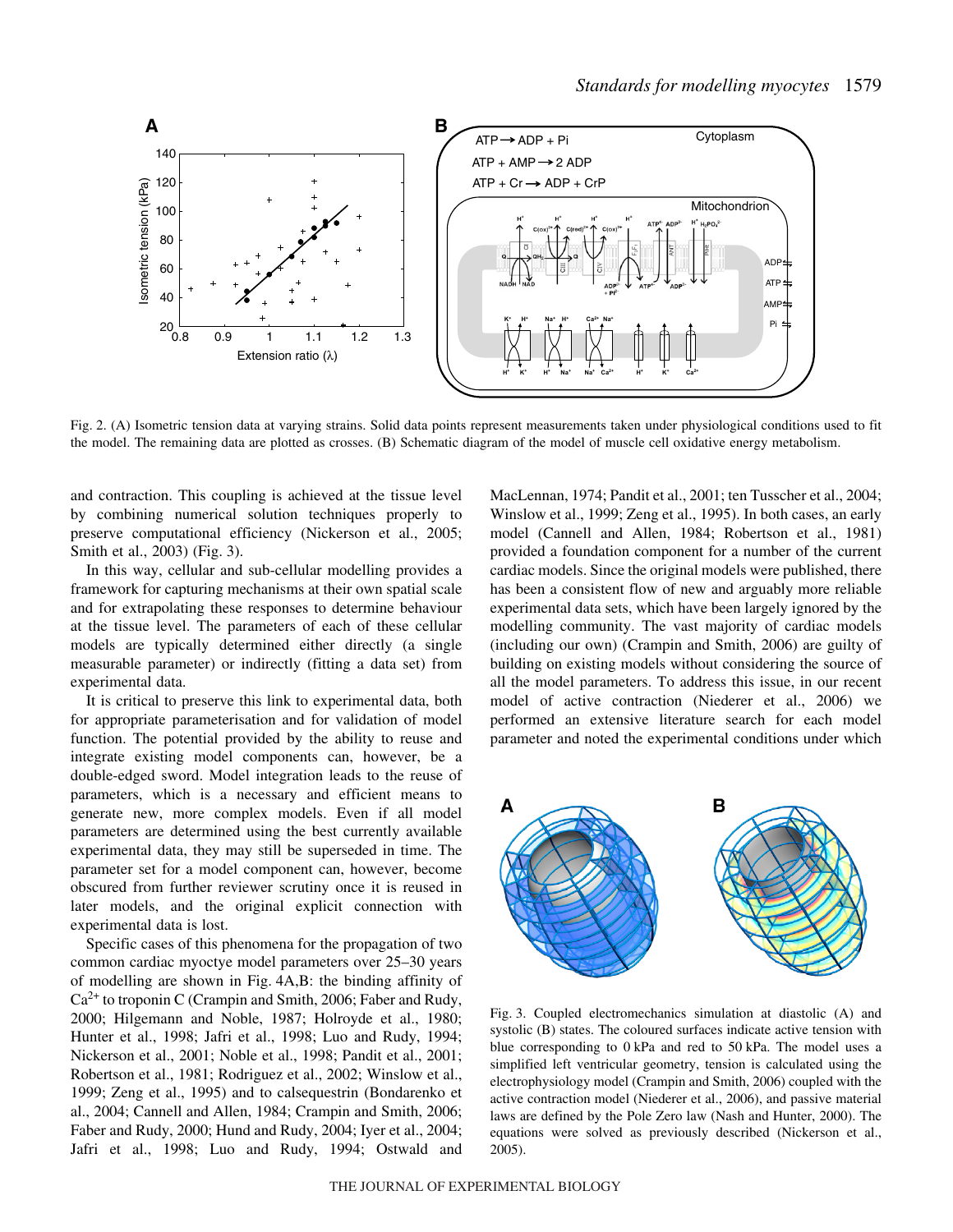Fig. 2. (A) Isometric tension data at varying strains. Solid data points represent measurements taken under physiological conditions used to fit the model. The remaining data are plotted as crosses. (B) Schematic diagram of the model of muscle cell oxidative energy metabolism.

and contraction. This coupling is achieved at the tissue level by combining numerical solution techniques properly to preserve computational efficiency (Nickerson et al., 2005; Smith et al., 2003) (Fig. 3).

In this way, cellular and sub-cellular modelling provides a framework for capturing mechanisms at their own spatial scale and for extrapolating these responses to determine behaviour at the tissue level. The parameters of each of these cellular models are typically determined either directly (a single measurable parameter) or indirectly (fitting a data set) from experimental data.

It is critical to preserve this link to experimental data, both for appropriate parameterisation and for validation of model function. The potential provided by the ability to reuse and integrate existing model components can, however, be a double-edged sword. Model integration leads to the reuse of parameters, which is a necessary and efficient means to generate new, more complex models. Even if all model parameters are determined using the best currently available experimental data, they may still be superseded in time. The parameter set for a model component can, however, become obscured from further reviewer scrutiny once it is reused in later models, and the original explicit connection with experimental data is lost.

Specific cases of this phenomena for the propagation of two common cardiac myoctye model parameters over 25–30 years of modelling are shown in Fig. 4A,B: the binding affinity of $Ca^{2+}$ to troponin C (Crampin and Smith, 2006; Faber and Rudy, 2000; Hilgemann and Noble, 1987; Holroyde et al., 1980; Hunter et al., 1998; Jafri et al., 1998; Luo and Rudy, 1994; Nickerson et al., 2001; Noble et al., 1998; Pandit et al., 2001; Robertson et al., 1981; Rodriguez et al., 2002; Winslow et al., 1999; Zeng et al., 1995) and to calsequestrin (Bondarenko et al., 2004; Cannell and Allen, 1984; Crampin and Smith, 2006; Faber and Rudy, 2000; Hund and Rudy, 2004; Iyer et al., 2004; Jafri et al., 1998; Luo and Rudy, 1994; Ostwald and MacLennan, 1974; Pandit et al., 2001; ten Tusscher et al., 2004; Winslow et al., 1999; Zeng et al., 1995). In both cases, an early model (Cannell and Allen, 1984; Robertson et al., 1981) provided a foundation component for a number of the current cardiac models. Since the original models were published, there has been a consistent flow of new and arguably more reliable experimental data sets, which have been largely ignored by the modelling community. The vast majority of cardiac models (including our own) (Crampin and Smith, 2006) are guilty of building on existing models without considering the source of all the model parameters. To address this issue, in our recent model of active contraction (Niederer et al., 2006) we performed an extensive literature search for each model parameter and noted the experimental conditions under which

Fig. 3. Coupled electromechanics simulation at diastolic (A) and systolic (B) states. The coloured surfaces indicate active tension with blue corresponding to 0 kPa and red to 50 kPa. The model uses a simplified left ventricular geometry, tension is calculated using the electrophysiology model (Crampin and Smith, 2006) coupled with the active contraction model (Niederer et al., 2006), and passive material laws are defined by the Pole Zero law (Nash and Hunter, 2000). The equations were solved as previously described (Nickerson et al., 2005).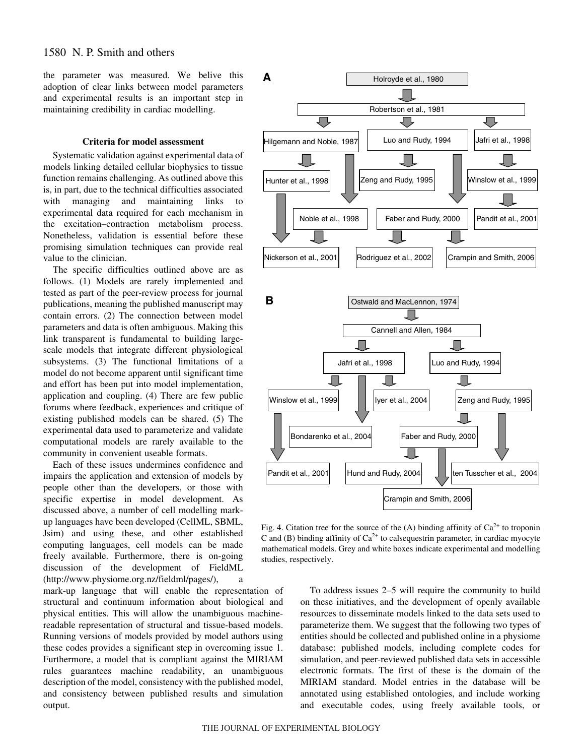the parameter was measured. We belive this adoption of clear links between model parameters and experimental results is an important step in maintaining credibility in cardiac modelling.

### Criteria for model assessment

Systematic validation against experimental data of models linking detailed cellular biophysics to tissue function remains challenging. As outlined above this is, in part, due to the technical difficulties associated with managing and maintaining links to experimental data required for each mechanism in the excitation–contraction metabolism process. Nonetheless, validation is essential before these promising simulation techniques can provide real value to the clinician.

The specific difficulties outlined above are as follows. (1) Models are rarely implemented and tested as part of the peer-review process for journal publications, meaning the published manuscript may contain errors. (2) The connection between model parameters and data is often ambiguous. Making this link transparent is fundamental to building large-scale models that integrate different physiological subsystems. (3) The functional limitations of a model do not become apparent until significant time and effort has been put into model implementation, application and coupling. (4) There are few public forums where feedback, experiences and critique of existing published models can be shared. (5) The experimental data used to parameterize and validate computational models are rarely available to the community in convenient useable formats.

Each of these issues undermines confidence and impairs the application and extension of models by people other than the developers, or those with specific expertise in model development. As discussed above, a number of cell modelling mark-up languages have been developed (CellML, SBML, Jsim) and using these, and other established computing languages, cell models can be made freely available. Furthermore, there is on-going discussion of the development of FieldML (http://www.physiome.org.nz/fieldml/pages/), a mark-up language that will enable the representation of structural and continuum information about biological and physical entities. This will allow the unambiguous machine-readable representation of structural and tissue-based models. Running versions of models provided by model authors using these codes provides a significant step in overcoming issue 1. Furthermore, a model that is compliant against the MIRIAM rules guarantees machine readability, an unambiguous description of the model, consistency with the published model, and consistency between published results and simulation output.

**A**

- Holroyde et al., 1980
  - Robertson et al., 1981
    - Hilgemann and Noble, 1987
      - Hunter et al., 1998
        - Nickerson et al., 2001
      - Noble et al., 1998
        - Nickerson et al., 2001
    - Luo and Rudy, 1994
      - Zeng and Rudy, 1995
        - Rodriguez et al., 2002
      - Faber and Rudy, 2000
        - Rodriguez et al., 2002
        - Crampin and Smith, 2006
    - Jafri et al., 1998
      - Winslow et al., 1999
        - Pandit et al., 2001
          - Crampin and Smith, 2006

**B**

- Ostwald and MacLennon, 1974
  - Cannell and Allen, 1984
    - Jafri et al., 1998
      - Winslow et al., 1999
        - Pandit et al., 2001
      - Bondarenko et al., 2004
      - Iyer et al., 2004
    - Luo and Rudy, 1994
      - Zeng and Rudy, 1995
        - Faber and Rudy, 2000
          - Hund and Rudy, 2004
          - Crampin and Smith, 2006
        - ten Tusscher et al., 2004

Fig. 4. Citation tree for the source of the (A) binding affinity of $Ca^{2+}$ to troponin C and (B) binding affinity of $Ca^{2+}$ to calsequestrin parameter, in cardiac myocyte mathematical models. Grey and white boxes indicate experimental and modelling studies, respectively.

To address issues 2–5 will require the community to build on these initiatives, and the development of openly available resources to disseminate models linked to the data sets used to parameterize them. We suggest that the following two types of entities should be collected and published online in a physiome database: published models, including complete codes for simulation, and peer-reviewed published data sets in accessible electronic formats. The first of these is the domain of the MIRIAM standard. Model entries in the database will be annotated using established ontologies, and include working and executable codes, using freely available tools, or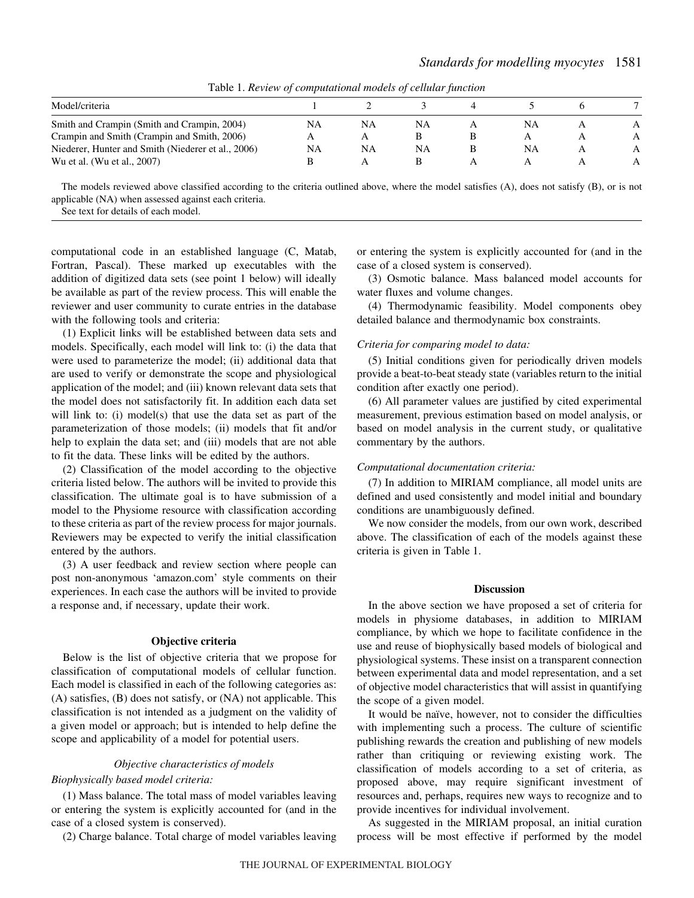Table 1. *Review of computational models of cellular function*

| Model/criteria | 1 | 2 | 3 | 4 | 5 | 6 | 7 |
|---|---|---|---|---|---|---|---|
| Smith and Crampin (Smith and Crampin, 2004) | NA | NA | NA | A | NA | A | A |
| Crampin and Smith (Crampin and Smith, 2006) | A | A | B | B | A | A | A |
| Niederer, Hunter and Smith (Niederer et al., 2006) | NA | NA | NA | B | NA | A | A |
| Wu et al. (Wu et al., 2007) | B | A | B | A | A | A | A |

The models reviewed above classified according to the criteria outlined above, where the model satisfies (A), does not satisfy (B), or is not applicable (NA) when assessed against each criteria.

See text for details of each model.

computational code in an established language (C, Matab, Fortran, Pascal). These marked up executables with the addition of digitized data sets (see point 1 below) will ideally be available as part of the review process. This will enable the reviewer and user community to curate entries in the database with the following tools and criteria:

(1) Explicit links will be established between data sets and models. Specifically, each model will link to: (i) the data that were used to parameterize the model; (ii) additional data that are used to verify or demonstrate the scope and physiological application of the model; and (iii) known relevant data sets that the model does not satisfactorily fit. In addition each data set will link to: (i) model(s) that use the data set as part of the parameterization of those models; (ii) models that fit and/or help to explain the data set; and (iii) models that are not able to fit the data. These links will be edited by the authors.

(2) Classification of the model according to the objective criteria listed below. The authors will be invited to provide this classification. The ultimate goal is to have submission of a model to the Physiome resource with classification according to these criteria as part of the review process for major journals. Reviewers may be expected to verify the initial classification entered by the authors.

(3) A user feedback and review section where people can post non-anonymous 'amazon.com' style comments on their experiences. In each case the authors will be invited to provide a response and, if necessary, update their work.

## Objective criteria

Below is the list of objective criteria that we propose for classification of computational models of cellular function. Each model is classified in each of the following categories as: (A) satisfies, (B) does not satisfy, or (NA) not applicable. This classification is not intended as a judgment on the validity of a given model or approach; but is intended to help define the scope and applicability of a model for potential users.

### *Objective characteristics of models*

*Biophysically based model criteria:*

(1) Mass balance. The total mass of model variables leaving or entering the system is explicitly accounted for (and in the case of a closed system is conserved).

(2) Charge balance. Total charge of model variables leaving or entering the system is explicitly accounted for (and in the case of a closed system is conserved).

(3) Osmotic balance. Mass balanced model accounts for water fluxes and volume changes.

(4) Thermodynamic feasibility. Model components obey detailed balance and thermodynamic box constraints.

*Criteria for comparing model to data:*

(5) Initial conditions given for periodically driven models provide a beat-to-beat steady state (variables return to the initial condition after exactly one period).

(6) All parameter values are justified by cited experimental measurement, previous estimation based on model analysis, or based on model analysis in the current study, or qualitative commentary by the authors.

*Computational documentation criteria:*

(7) In addition to MIRIAM compliance, all model units are defined and used consistently and model initial and boundary conditions are unambiguously defined.

We now consider the models, from our own work, described above. The classification of each of the models against these criteria is given in Table 1.

## Discussion

In the above section we have proposed a set of criteria for models in physiome databases, in addition to MIRIAM compliance, by which we hope to facilitate confidence in the use and reuse of biophysically based models of biological and physiological systems. These insist on a transparent connection between experimental data and model representation, and a set of objective model characteristics that will assist in quantifying the scope of a given model.

It would be naïve, however, not to consider the difficulties with implementing such a process. The culture of scientific publishing rewards the creation and publishing of new models rather than critiquing or reviewing existing work. The classification of models according to a set of criteria, as proposed above, may require significant investment of resources and, perhaps, requires new ways to recognize and to provide incentives for individual involvement.

As suggested in the MIRIAM proposal, an initial curation process will be most effective if performed by the model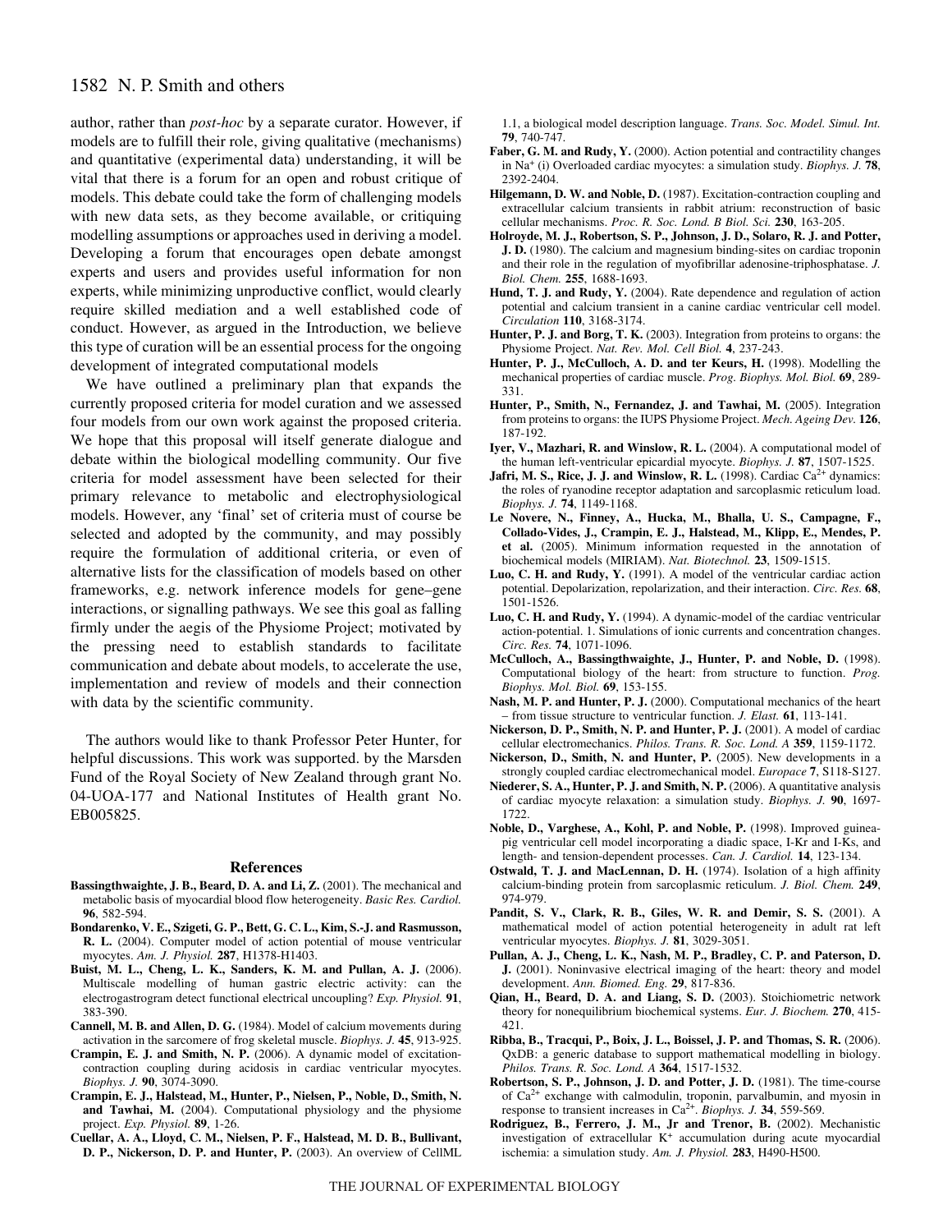author, rather than *post-hoc* by a separate curator. However, if models are to fulfill their role, giving qualitative (mechanisms) and quantitative (experimental data) understanding, it will be vital that there is a forum for an open and robust critique of models. This debate could take the form of challenging models with new data sets, as they become available, or critiquing modelling assumptions or approaches used in deriving a model. Developing a forum that encourages open debate amongst experts and users and provides useful information for non experts, while minimizing unproductive conflict, would clearly require skilled mediation and a well established code of conduct. However, as argued in the Introduction, we believe this type of curation will be an essential process for the ongoing development of integrated computational models

We have outlined a preliminary plan that expands the currently proposed criteria for model curation and we assessed four models from our own work against the proposed criteria. We hope that this proposal will itself generate dialogue and debate within the biological modelling community. Our five criteria for model assessment have been selected for their primary relevance to metabolic and electrophysiological models. However, any 'final' set of criteria must of course be selected and adopted by the community, and may possibly require the formulation of additional criteria, or even of alternative lists for the classification of models based on other frameworks, e.g. network inference models for gene–gene interactions, or signalling pathways. We see this goal as falling firmly under the aegis of the Physiome Project; motivated by the pressing need to establish standards to facilitate communication and debate about models, to accelerate the use, implementation and review of models and their connection with data by the scientific community.

The authors would like to thank Professor Peter Hunter, for helpful discussions. This work was supported. by the Marsden Fund of the Royal Society of New Zealand through grant No. 04-UOA-177 and National Institutes of Health grant No. EB005825.

## References

**Bassingthwaighte, J. B., Beard, D. A. and Li, Z.** (2001). The mechanical and metabolic basis of myocardial blood flow heterogeneity. *Basic Res. Cardiol.* **96**, 582-594.

**Bondarenko, V. E., Szigeti, G. P., Bett, G. C. L., Kim, S.-J. and Rasmusson, R. L.** (2004). Computer model of action potential of mouse ventricular myocytes. *Am. J. Physiol.* **287**, H1378-H1403.

**Buist, M. L., Cheng, L. K., Sanders, K. M. and Pullan, A. J.** (2006). Multiscale modelling of human gastric electric activity: can the electrogastrogram detect functional electrical uncoupling? *Exp. Physiol.* **91**, 383-390.

**Cannell, M. B. and Allen, D. G.** (1984). Model of calcium movements during activation in the sarcomere of frog skeletal muscle. *Biophys. J.* **45**, 913-925.

**Crampin, E. J. and Smith, N. P.** (2006). A dynamic model of excitation-contraction coupling during acidosis in cardiac ventricular myocytes. *Biophys. J.* **90**, 3074-3090.

**Crampin, E. J., Halstead, M., Hunter, P., Nielsen, P., Noble, D., Smith, N. and Tawhai, M.** (2004). Computational physiology and the physiome project. *Exp. Physiol.* **89**, 1-26.

**Cuellar, A. A., Lloyd, C. M., Nielsen, P. F., Halstead, M. D. B., Bullivant, D. P., Nickerson, D. P. and Hunter, P.** (2003). An overview of CellML 1.1, a biological model description language. *Trans. Soc. Model. Simul. Int.* **79**, 740-747.

**Faber, G. M. and Rudy, Y.** (2000). Action potential and contractility changes in $Na^+$ (i) Overloaded cardiac myocytes: a simulation study. *Biophys. J.* **78**, 2392-2404.

**Hilgemann, D. W. and Noble, D.** (1987). Excitation-contraction coupling and extracellular calcium transients in rabbit atrium: reconstruction of basic cellular mechanisms. *Proc. R. Soc. Lond. B Biol. Sci.* **230**, 163-205.

**Holroyde, M. J., Robertson, S. P., Johnson, J. D., Solaro, R. J. and Potter, J. D.** (1980). The calcium and magnesium binding-sites on cardiac troponin and their role in the regulation of myofibrillar adenosine-triphosphatase. *J. Biol. Chem.* **255**, 1688-1693.

**Hund, T. J. and Rudy, Y.** (2004). Rate dependence and regulation of action potential and calcium transient in a canine cardiac ventricular cell model. *Circulation* **110**, 3168-3174.

**Hunter, P. J. and Borg, T. K.** (2003). Integration from proteins to organs: the Physiome Project. *Nat. Rev. Mol. Cell Biol.* **4**, 237-243.

**Hunter, P. J., McCulloch, A. D. and ter Keurs, H.** (1998). Modelling the mechanical properties of cardiac muscle. *Prog. Biophys. Mol. Biol.* **69**, 289-331.

**Hunter, P., Smith, N., Fernandez, J. and Tawhai, M.** (2005). Integration from proteins to organs: the IUPS Physiome Project. *Mech. Ageing Dev.* **126**, 187-192.

**Iyer, V., Mazhari, R. and Winslow, R. L.** (2004). A computational model of the human left-ventricular epicardial myocyte. *Biophys. J.* **87**, 1507-1525.

**Jafri, M. S., Rice, J. J. and Winslow, R. L.** (1998). Cardiac $Ca^{2+}$ dynamics: the roles of ryanodine receptor adaptation and sarcoplasmic reticulum load. *Biophys. J.* **74**, 1149-1168.

**Le Novere, N., Finney, A., Hucka, M., Bhalla, U. S., Campagne, F., Collado-Vides, J., Crampin, E. J., Halstead, M., Klipp, E., Mendes, P. et al.** (2005). Minimum information requested in the annotation of biochemical models (MIRIAM). *Nat. Biotechnol.* **23**, 1509-1515.

**Luo, C. H. and Rudy, Y.** (1991). A model of the ventricular cardiac action potential. Depolarization, repolarization, and their interaction. *Circ. Res.* **68**, 1501-1526.

**Luo, C. H. and Rudy, Y.** (1994). A dynamic-model of the cardiac ventricular action-potential. 1. Simulations of ionic currents and concentration changes. *Circ. Res.* **74**, 1071-1096.

**McCulloch, A., Bassingthwaighte, J., Hunter, P. and Noble, D.** (1998). Computational biology of the heart: from structure to function. *Prog. Biophys. Mol. Biol.* **69**, 153-155.

**Nash, M. P. and Hunter, P. J.** (2000). Computational mechanics of the heart – from tissue structure to ventricular function. *J. Elast.* **61**, 113-141.

**Nickerson, D. P., Smith, N. P. and Hunter, P. J.** (2001). A model of cardiac cellular electromechanics. *Philos. Trans. R. Soc. Lond. A* **359**, 1159-1172.

**Nickerson, D., Smith, N. and Hunter, P.** (2005). New developments in a strongly coupled cardiac electromechanical model. *Europace* **7**, S118-S127.

**Niederer, S. A., Hunter, P. J and Smith, N. P.** (2006). A quantitative analysis of cardiac myocyte relaxation: a simulation study. *Biophys. J.* **90**, 1697-1722.

**Noble, D., Varghese, A., Kohl, P. and Noble, P.** (1998). Improved guinea-pig ventricular cell model incorporating a diadic space, I-Kr and I-Ks, and length- and tension-dependent processes. *Can. J. Cardiol.* **14**, 123-134.

**Ostwald, T. J. and MacLennan, D. H.** (1974). Isolation of a high affinity calcium-binding protein from sarcoplasmic reticulum. *J. Biol. Chem.* **249**, 974-979.

**Pandit, S. V., Clark, R. B., Giles, W. R. and Demir, S. S.** (2001). A mathematical model of action potential heterogeneity in adult rat left ventricular myocytes. *Biophys. J.* **81**, 3029-3051.

**Pullan, A. J., Cheng, L. K., Nash, M. P., Bradley, C. P. and Paterson, D. J.** (2001). Noninvasive electrical imaging of the heart: theory and model development. *Ann. Biomed. Eng.* **29**, 817-836.

**Qian, H., Beard, D. A. and Liang, S. D.** (2003). Stoichiometric network theory for nonequilibrium biochemical systems. *Eur. J. Biochem.* **270**, 415-421.

**Ribba, B., Tracqui, P., Boix, J. L., Boissel, J. P. and Thomas, S. R.** (2006). QxDB: a generic database to support mathematical modelling in biology. *Philos. Trans. R. Soc. Lond. A* **364**, 1517-1532.

**Robertson, S. P., Johnson, J. D. and Potter, J. D.** (1981). The time-course of $Ca^{2+}$ exchange with calmodulin, troponin, parvalbumin, and myosin in response to transient increases in $Ca^{2+}$. *Biophys. J.* **34**, 559-569.

**Rodriguez, B., Ferrero, J. M., Jr and Trenor, B.** (2002). Mechanistic investigation of extracellular $K^+$ accumulation during acute myocardial ischemia: a simulation study. *Am. J. Physiol.* **283**, H490-H500.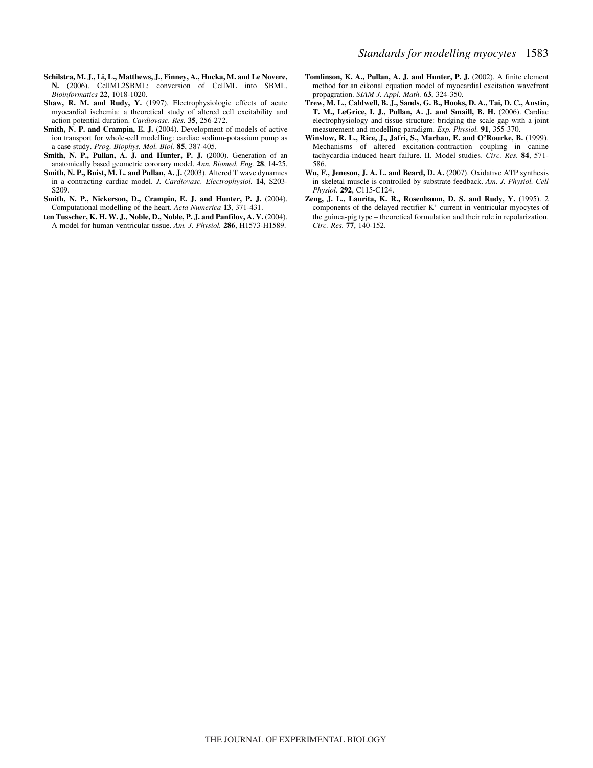**Schilstra, M. J., Li, L., Matthews, J., Finney, A., Hucka, M. and Le Novere, N.** (2006). CellML2SBML: conversion of CellML into SBML. *Bioinformatics* **22**, 1018-1020.

**Shaw, R. M. and Rudy, Y.** (1997). Electrophysiologic effects of acute myocardial ischemia: a theoretical study of altered cell excitability and action potential duration. *Cardiovasc. Res.* **35**, 256-272.

**Smith, N. P. and Crampin, E. J.** (2004). Development of models of active ion transport for whole-cell modelling: cardiac sodium-potassium pump as a case study. *Prog. Biophys. Mol. Biol.* **85**, 387-405.

**Smith, N. P., Pullan, A. J. and Hunter, P. J.** (2000). Generation of an anatomically based geometric coronary model. *Ann. Biomed. Eng.* **28**, 14-25.

**Smith, N. P., Buist, M. L. and Pullan, A. J.** (2003). Altered T wave dynamics in a contracting cardiac model. *J. Cardiovasc. Electrophysiol.* **14**, S203-S209.

**Smith, N. P., Nickerson, D., Crampin, E. J. and Hunter, P. J.** (2004). Computational modelling of the heart. *Acta Numerica* **13**, 371-431.

**ten Tusscher, K. H. W. J., Noble, D., Noble, P. J. and Panfilov, A. V.** (2004). A model for human ventricular tissue. *Am. J. Physiol.* **286**, H1573-H1589.

**Tomlinson, K. A., Pullan, A. J. and Hunter, P. J.** (2002). A finite element method for an eikonal equation model of myocardial excitation wavefront propagration. *SIAM J. Appl. Math.* **63**, 324-350.

**Trew, M. L., Caldwell, B. J., Sands, G. B., Hooks, D. A., Tai, D. C., Austin, T. M., LeGrice, I. J., Pullan, A. J. and Smaill, B. H.** (2006). Cardiac electrophysiology and tissue structure: bridging the scale gap with a joint measurement and modelling paradigm. *Exp. Physiol.* **91**, 355-370.

**Winslow, R. L., Rice, J., Jafri, S., Marban, E. and O'Rourke, B.** (1999). Mechanisms of altered excitation-contraction coupling in canine tachycardia-induced heart failure. II. Model studies. *Circ. Res.* **84**, 571-586.

**Wu, F., Jeneson, J. A. L. and Beard, D. A.** (2007). Oxidative ATP synthesis in skeletal muscle is controlled by substrate feedback. *Am. J. Physiol. Cell Physiol.* **292**, C115-C124.

**Zeng, J. L., Laurita, K. R., Rosenbaum, D. S. and Rudy, Y.** (1995). 2 components of the delayed rectifier $K^+$ current in ventricular myocytes of the guinea-pig type – theoretical formulation and their role in repolarization. *Circ. Res.* **77**, 140-152.